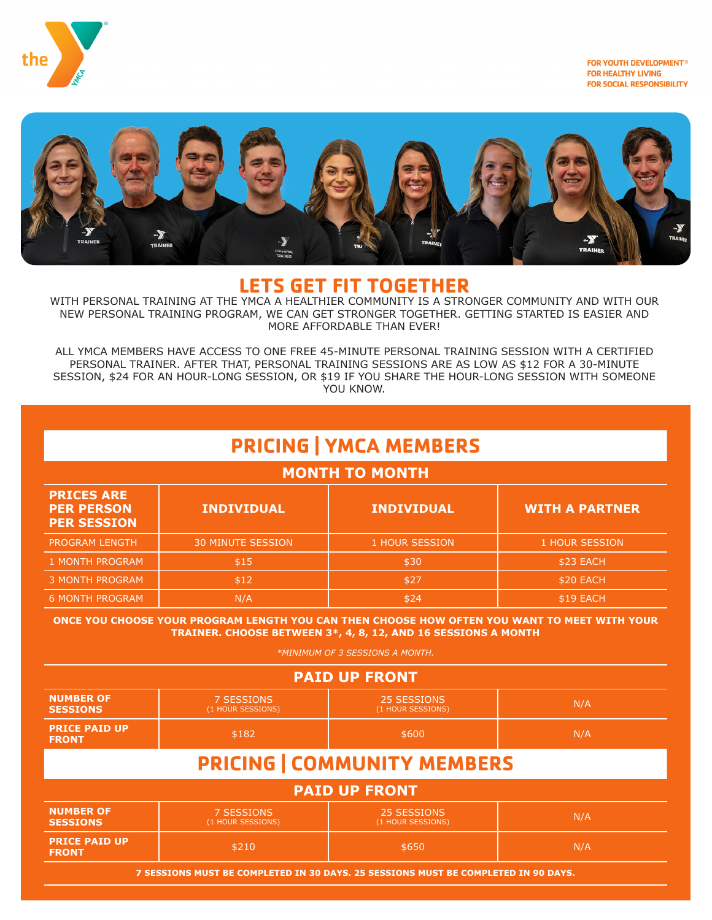FOR YOUTH DEVELOPMENT®
FOR HEALTHY LIVING
FOR SOCIAL RESPONSIBILITY

# LETS GET FIT TOGETHER

WITH PERSONAL TRAINING AT THE YMCA A HEALTHIER COMMUNITY IS A STRONGER COMMUNITY AND WITH OUR NEW PERSONAL TRAINING PROGRAM, WE CAN GET STRONGER TOGETHER. GETTING STARTED IS EASIER AND MORE AFFORDABLE THAN EVER!

ALL YMCA MEMBERS HAVE ACCESS TO ONE FREE 45-MINUTE PERSONAL TRAINING SESSION WITH A CERTIFIED PERSONAL TRAINER. AFTER THAT, PERSONAL TRAINING SESSIONS ARE AS LOW AS $12 FOR A 30-MINUTE SESSION, $24 FOR AN HOUR-LONG SESSION, OR $19 IF YOU SHARE THE HOUR-LONG SESSION WITH SOMEONE YOU KNOW.

## PRICING | YMCA MEMBERS

### MONTH TO MONTH

| PRICES ARE PER PERSON PER SESSION | INDIVIDUAL | INDIVIDUAL | WITH A PARTNER |
|---|---|---|---|
| PROGRAM LENGTH | 30 MINUTE SESSION | 1 HOUR SESSION | 1 HOUR SESSION |
| 1 MONTH PROGRAM | $15 | $30 | $23 EACH |
| 3 MONTH PROGRAM | $12 | $27 | $20 EACH |
| 6 MONTH PROGRAM | N/A | $24 | $19 EACH |

**ONCE YOU CHOOSE YOUR PROGRAM LENGTH YOU CAN THEN CHOOSE HOW OFTEN YOU WANT TO MEET WITH YOUR TRAINER. CHOOSE BETWEEN 3*, 4, 8, 12, AND 16 SESSIONS A MONTH**

*\*MINIMUM OF 3 SESSIONS A MONTH.*

### PAID UP FRONT

| NUMBER OF SESSIONS | 7 SESSIONS (1 HOUR SESSIONS) | 25 SESSIONS (1 HOUR SESSIONS) | N/A |
|---|---|---|---|
| PRICE PAID UP FRONT | $182 | $600 | N/A |

## PRICING | COMMUNITY MEMBERS

### PAID UP FRONT

| NUMBER OF SESSIONS | 7 SESSIONS (1 HOUR SESSIONS) | 25 SESSIONS (1 HOUR SESSIONS) | N/A |
|---|---|---|---|
| PRICE PAID UP FRONT | $210 | $650 | N/A |

**7 SESSIONS MUST BE COMPLETED IN 30 DAYS. 25 SESSIONS MUST BE COMPLETED IN 90 DAYS.**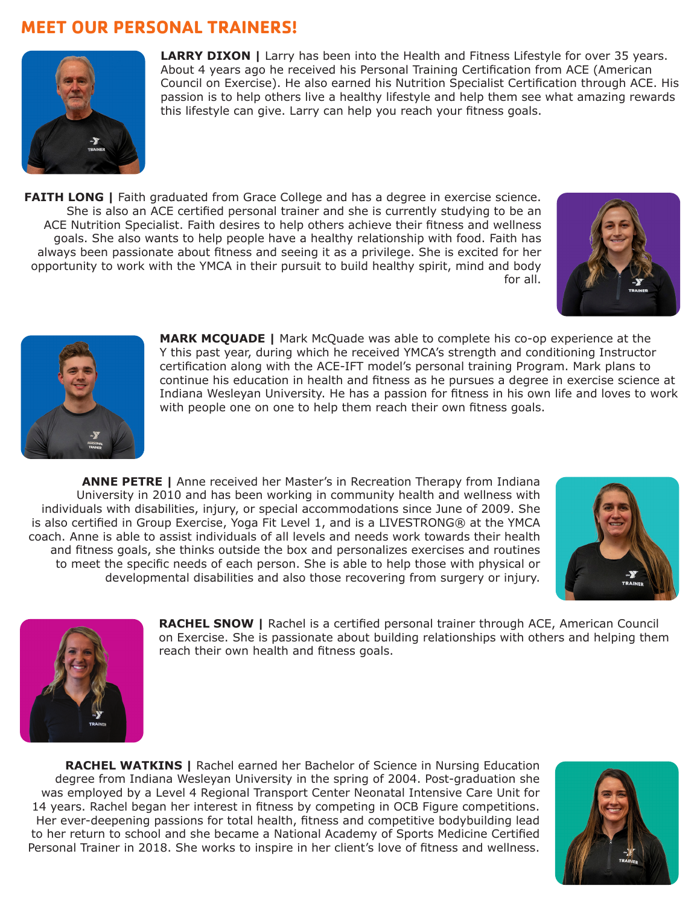## MEET OUR PERSONAL TRAINERS!

**LARRY DIXON |** Larry has been into the Health and Fitness Lifestyle for over 35 years. About 4 years ago he received his Personal Training Certification from ACE (American Council on Exercise). He also earned his Nutrition Specialist Certification through ACE. His passion is to help others live a healthy lifestyle and help them see what amazing rewards this lifestyle can give. Larry can help you reach your fitness goals.

**FAITH LONG |** Faith graduated from Grace College and has a degree in exercise science. She is also an ACE certified personal trainer and she is currently studying to be an ACE Nutrition Specialist. Faith desires to help others achieve their fitness and wellness goals. She also wants to help people have a healthy relationship with food. Faith has always been passionate about fitness and seeing it as a privilege. She is excited for her opportunity to work with the YMCA in their pursuit to build healthy spirit, mind and body for all.

**MARK MCQUADE |** Mark McQuade was able to complete his co-op experience at the Y this past year, during which he received YMCA's strength and conditioning Instructor certification along with the ACE-IFT model's personal training Program. Mark plans to continue his education in health and fitness as he pursues a degree in exercise science at Indiana Wesleyan University. He has a passion for fitness in his own life and loves to work with people one on one to help them reach their own fitness goals.

**ANNE PETRE |** Anne received her Master's in Recreation Therapy from Indiana University in 2010 and has been working in community health and wellness with individuals with disabilities, injury, or special accommodations since June of 2009. She is also certified in Group Exercise, Yoga Fit Level 1, and is a LIVESTRONG® at the YMCA coach. Anne is able to assist individuals of all levels and needs work towards their health and fitness goals, she thinks outside the box and personalizes exercises and routines to meet the specific needs of each person. She is able to help those with physical or developmental disabilities and also those recovering from surgery or injury.

**RACHEL SNOW |** Rachel is a certified personal trainer through ACE, American Council on Exercise. She is passionate about building relationships with others and helping them reach their own health and fitness goals.

**RACHEL WATKINS |** Rachel earned her Bachelor of Science in Nursing Education degree from Indiana Wesleyan University in the spring of 2004. Post-graduation she was employed by a Level 4 Regional Transport Center Neonatal Intensive Care Unit for 14 years. Rachel began her interest in fitness by competing in OCB Figure competitions. Her ever-deepening passions for total health, fitness and competitive bodybuilding lead to her return to school and she became a National Academy of Sports Medicine Certified Personal Trainer in 2018. She works to inspire in her client's love of fitness and wellness.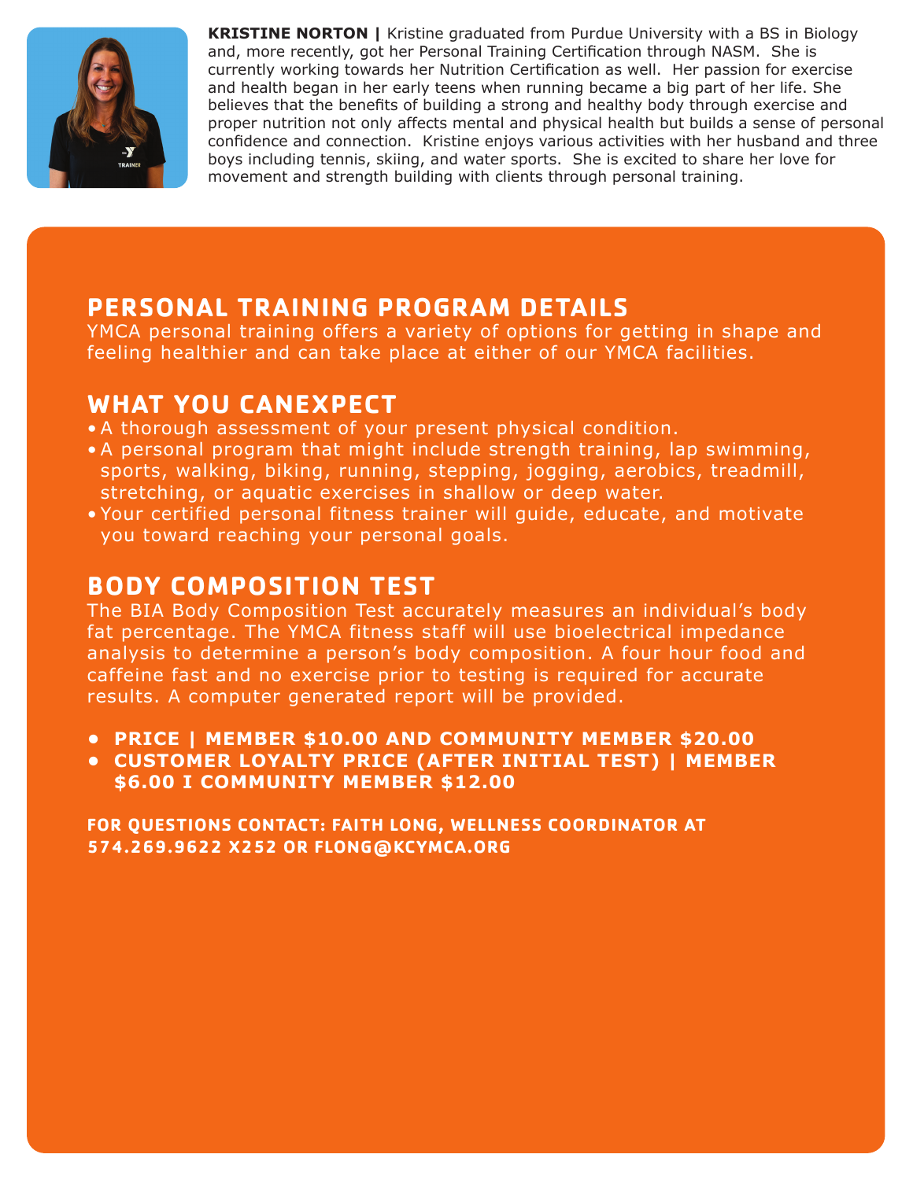**KRISTINE NORTON |** Kristine graduated from Purdue University with a BS in Biology and, more recently, got her Personal Training Certification through NASM. She is currently working towards her Nutrition Certification as well. Her passion for exercise and health began in her early teens when running became a big part of her life. She believes that the benefits of building a strong and healthy body through exercise and proper nutrition not only affects mental and physical health but builds a sense of personal confidence and connection. Kristine enjoys various activities with her husband and three boys including tennis, skiing, and water sports. She is excited to share her love for movement and strength building with clients through personal training.

## PERSONAL TRAINING PROGRAM DETAILS

YMCA personal training offers a variety of options for getting in shape and feeling healthier and can take place at either of our YMCA facilities.

## WHAT YOU CANEXPECT

- A thorough assessment of your present physical condition.
- A personal program that might include strength training, lap swimming, sports, walking, biking, running, stepping, jogging, aerobics, treadmill, stretching, or aquatic exercises in shallow or deep water.
- Your certified personal fitness trainer will guide, educate, and motivate you toward reaching your personal goals.

## BODY COMPOSITION TEST

The BIA Body Composition Test accurately measures an individual's body fat percentage. The YMCA fitness staff will use bioelectrical impedance analysis to determine a person's body composition. A four hour food and caffeine fast and no exercise prior to testing is required for accurate results. A computer generated report will be provided.

- **PRICE | MEMBER $10.00 AND COMMUNITY MEMBER $20.00**
- **CUSTOMER LOYALTY PRICE (AFTER INITIAL TEST) | MEMBER $6.00 I COMMUNITY MEMBER $12.00**

**FOR QUESTIONS CONTACT: FAITH LONG, WELLNESS COORDINATOR AT 574.269.9622 X252 OR FLONG@KCYMCA.ORG**